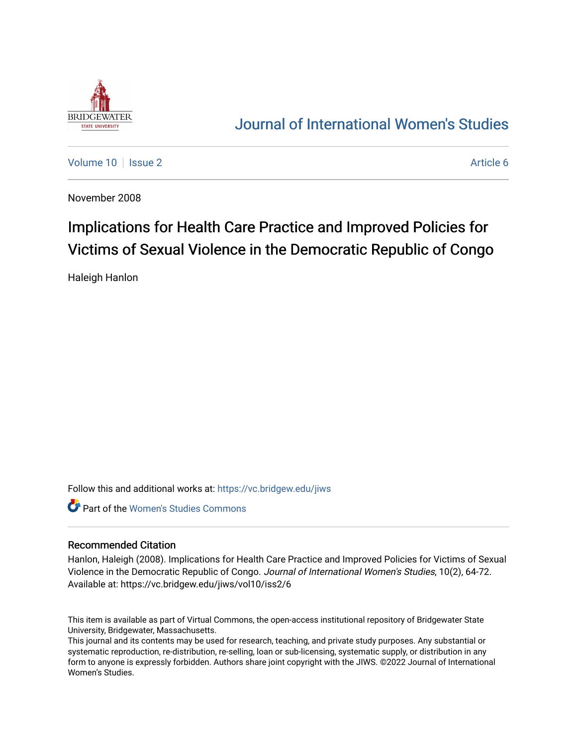# Journal of International Women's Studies

Volume 10 | Issue 2 | Article 6

November 2008

## Implications for Health Care Practice and Improved Policies for Victims of Sexual Violence in the Democratic Republic of Congo

Haleigh Hanlon

Follow this and additional works at: https://vc.bridgew.edu/jiws

Part of the Women's Studies Commons

### Recommended Citation

Hanlon, Haleigh (2008). Implications for Health Care Practice and Improved Policies for Victims of Sexual Violence in the Democratic Republic of Congo. *Journal of International Women's Studies*, 10(2), 64-72. Available at: https://vc.bridgew.edu/jiws/vol10/iss2/6

This item is available as part of Virtual Commons, the open-access institutional repository of Bridgewater State University, Bridgewater, Massachusetts.
This journal and its contents may be used for research, teaching, and private study purposes. Any substantial or systematic reproduction, re-distribution, re-selling, loan or sub-licensing, systematic supply, or distribution in any form to anyone is expressly forbidden. Authors share joint copyright with the JIWS. ©2022 Journal of International Women's Studies.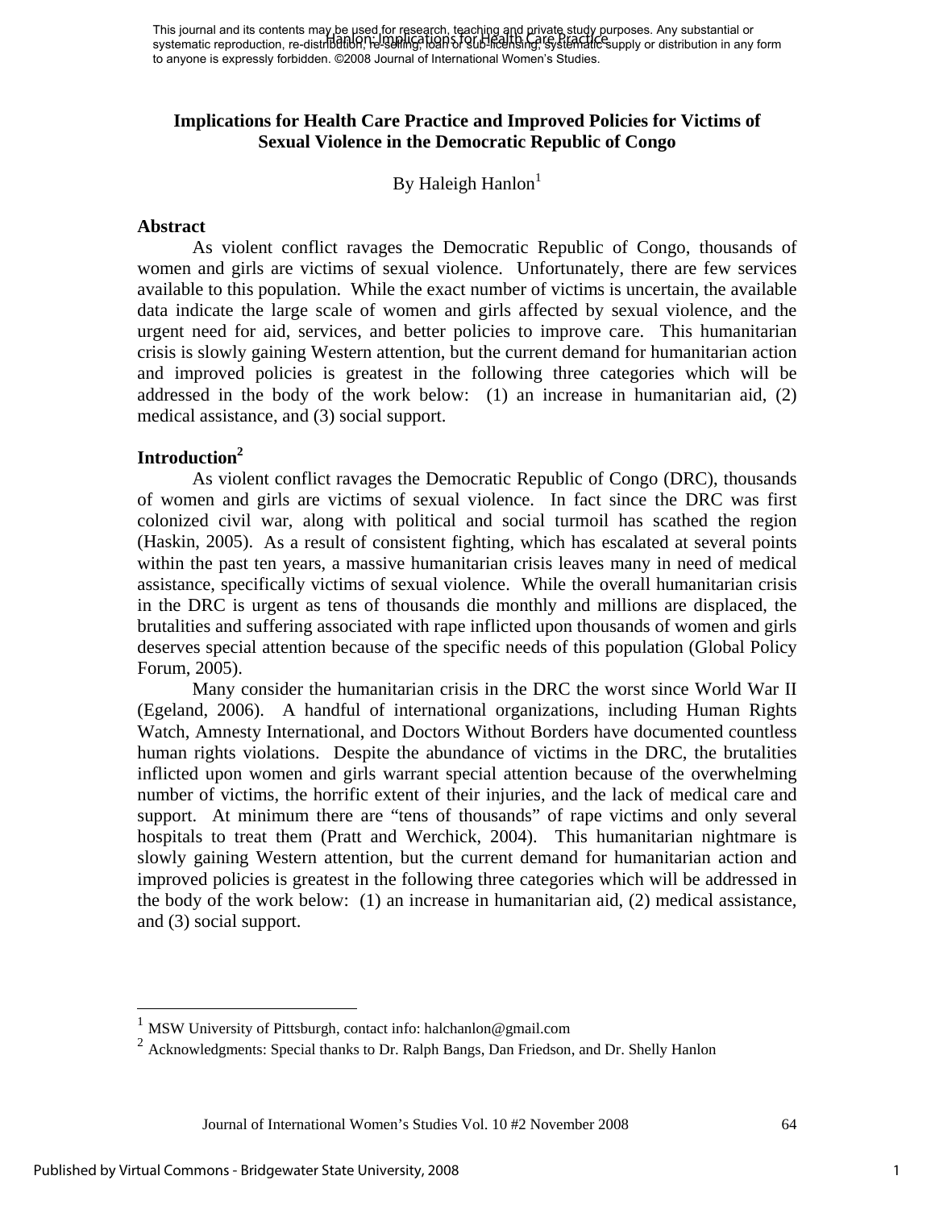# Implications for Health Care Practice and Improved Policies for Victims of Sexual Violence in the Democratic Republic of Congo

By Haleigh Hanlon[1]

## Abstract

As violent conflict ravages the Democratic Republic of Congo, thousands of women and girls are victims of sexual violence. Unfortunately, there are few services available to this population. While the exact number of victims is uncertain, the available data indicate the large scale of women and girls affected by sexual violence, and the urgent need for aid, services, and better policies to improve care. This humanitarian crisis is slowly gaining Western attention, but the current demand for humanitarian action and improved policies is greatest in the following three categories which will be addressed in the body of the work below: (1) an increase in humanitarian aid, (2) medical assistance, and (3) social support.

## Introduction[2]

As violent conflict ravages the Democratic Republic of Congo (DRC), thousands of women and girls are victims of sexual violence. In fact since the DRC was first colonized civil war, along with political and social turmoil has scathed the region (Haskin, 2005). As a result of consistent fighting, which has escalated at several points within the past ten years, a massive humanitarian crisis leaves many in need of medical assistance, specifically victims of sexual violence. While the overall humanitarian crisis in the DRC is urgent as tens of thousands die monthly and millions are displaced, the brutalities and suffering associated with rape inflicted upon thousands of women and girls deserves special attention because of the specific needs of this population (Global Policy Forum, 2005).

Many consider the humanitarian crisis in the DRC the worst since World War II (Egeland, 2006). A handful of international organizations, including Human Rights Watch, Amnesty International, and Doctors Without Borders have documented countless human rights violations. Despite the abundance of victims in the DRC, the brutalities inflicted upon women and girls warrant special attention because of the overwhelming number of victims, the horrific extent of their injuries, and the lack of medical care and support. At minimum there are "tens of thousands" of rape victims and only several hospitals to treat them (Pratt and Werchick, 2004). This humanitarian nightmare is slowly gaining Western attention, but the current demand for humanitarian action and improved policies is greatest in the following three categories which will be addressed in the body of the work below: (1) an increase in humanitarian aid, (2) medical assistance, and (3) social support.

---

[1] MSW University of Pittsburgh, contact info: halchanlon@gmail.com

[2] Acknowledgments: Special thanks to Dr. Ralph Bangs, Dan Friedson, and Dr. Shelly Hanlon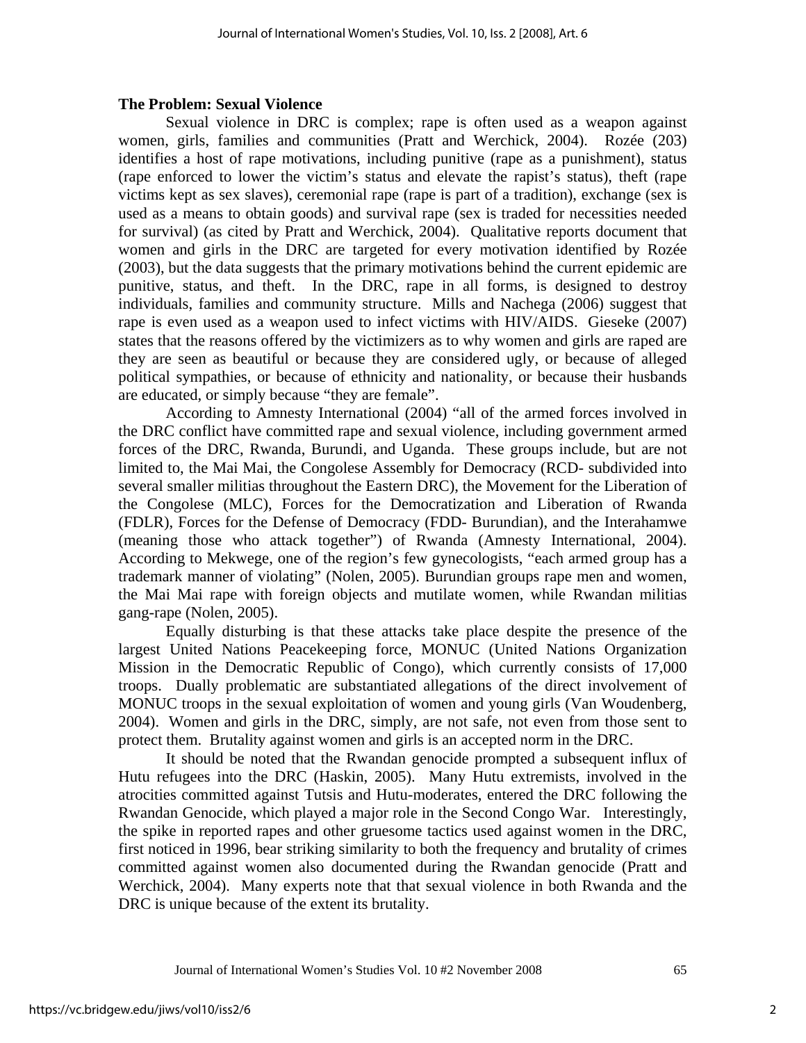**The Problem: Sexual Violence**

Sexual violence in DRC is complex; rape is often used as a weapon against women, girls, families and communities (Pratt and Werchick, 2004). Rozée (203) identifies a host of rape motivations, including punitive (rape as a punishment), status (rape enforced to lower the victim's status and elevate the rapist's status), theft (rape victims kept as sex slaves), ceremonial rape (rape is part of a tradition), exchange (sex is used as a means to obtain goods) and survival rape (sex is traded for necessities needed for survival) (as cited by Pratt and Werchick, 2004). Qualitative reports document that women and girls in the DRC are targeted for every motivation identified by Rozée (2003), but the data suggests that the primary motivations behind the current epidemic are punitive, status, and theft. In the DRC, rape in all forms, is designed to destroy individuals, families and community structure. Mills and Nachega (2006) suggest that rape is even used as a weapon used to infect victims with HIV/AIDS. Gieseke (2007) states that the reasons offered by the victimizers as to why women and girls are raped are they are seen as beautiful or because they are considered ugly, or because of alleged political sympathies, or because of ethnicity and nationality, or because their husbands are educated, or simply because "they are female".

According to Amnesty International (2004) "all of the armed forces involved in the DRC conflict have committed rape and sexual violence, including government armed forces of the DRC, Rwanda, Burundi, and Uganda. These groups include, but are not limited to, the Mai Mai, the Congolese Assembly for Democracy (RCD- subdivided into several smaller militias throughout the Eastern DRC), the Movement for the Liberation of the Congolese (MLC), Forces for the Democratization and Liberation of Rwanda (FDLR), Forces for the Defense of Democracy (FDD- Burundian), and the Interahamwe (meaning those who attack together") of Rwanda (Amnesty International, 2004). According to Mekwege, one of the region's few gynecologists, "each armed group has a trademark manner of violating" (Nolen, 2005). Burundian groups rape men and women, the Mai Mai rape with foreign objects and mutilate women, while Rwandan militias gang-rape (Nolen, 2005).

Equally disturbing is that these attacks take place despite the presence of the largest United Nations Peacekeeping force, MONUC (United Nations Organization Mission in the Democratic Republic of Congo), which currently consists of 17,000 troops. Dually problematic are substantiated allegations of the direct involvement of MONUC troops in the sexual exploitation of women and young girls (Van Woudenberg, 2004). Women and girls in the DRC, simply, are not safe, not even from those sent to protect them. Brutality against women and girls is an accepted norm in the DRC.

It should be noted that the Rwandan genocide prompted a subsequent influx of Hutu refugees into the DRC (Haskin, 2005). Many Hutu extremists, involved in the atrocities committed against Tutsis and Hutu-moderates, entered the DRC following the Rwandan Genocide, which played a major role in the Second Congo War. Interestingly, the spike in reported rapes and other gruesome tactics used against women in the DRC, first noticed in 1996, bear striking similarity to both the frequency and brutality of crimes committed against women also documented during the Rwandan genocide (Pratt and Werchick, 2004). Many experts note that that sexual violence in both Rwanda and the DRC is unique because of the extent its brutality.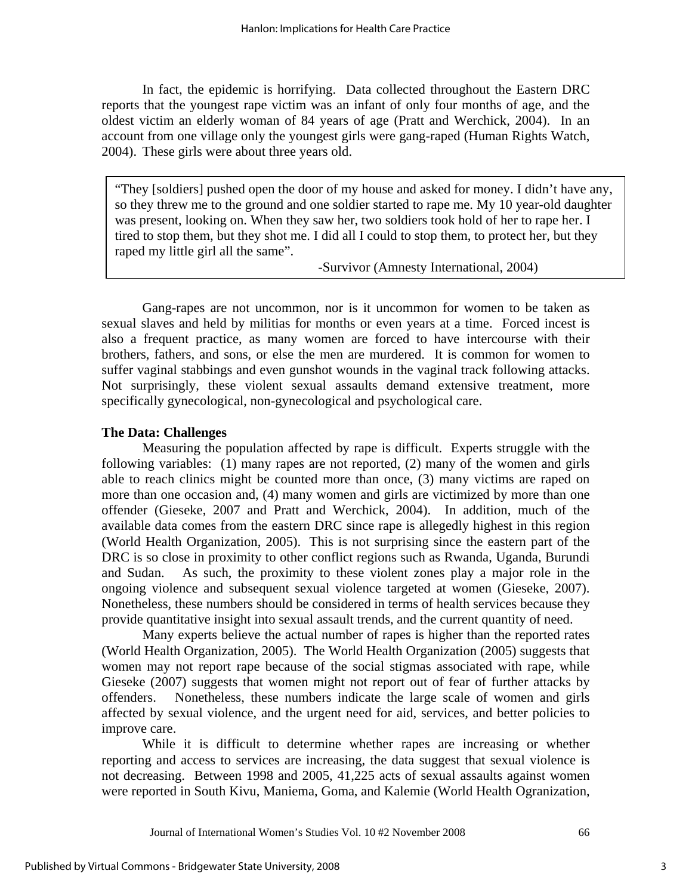In fact, the epidemic is horrifying. Data collected throughout the Eastern DRC reports that the youngest rape victim was an infant of only four months of age, and the oldest victim an elderly woman of 84 years of age (Pratt and Werchick, 2004). In an account from one village only the youngest girls were gang-raped (Human Rights Watch, 2004). These girls were about three years old.

> "They [soldiers] pushed open the door of my house and asked for money. I didn't have any, so they threw me to the ground and one soldier started to rape me. My 10 year-old daughter was present, looking on. When they saw her, two soldiers took hold of her to rape her. I tired to stop them, but they shot me. I did all I could to stop them, to protect her, but they raped my little girl all the same".
>
> -Survivor (Amnesty International, 2004)

Gang-rapes are not uncommon, nor is it uncommon for women to be taken as sexual slaves and held by militias for months or even years at a time. Forced incest is also a frequent practice, as many women are forced to have intercourse with their brothers, fathers, and sons, or else the men are murdered. It is common for women to suffer vaginal stabbings and even gunshot wounds in the vaginal track following attacks. Not surprisingly, these violent sexual assaults demand extensive treatment, more specifically gynecological, non-gynecological and psychological care.

**The Data: Challenges**

Measuring the population affected by rape is difficult. Experts struggle with the following variables: (1) many rapes are not reported, (2) many of the women and girls able to reach clinics might be counted more than once, (3) many victims are raped on more than one occasion and, (4) many women and girls are victimized by more than one offender (Gieseke, 2007 and Pratt and Werchick, 2004). In addition, much of the available data comes from the eastern DRC since rape is allegedly highest in this region (World Health Organization, 2005). This is not surprising since the eastern part of the DRC is so close in proximity to other conflict regions such as Rwanda, Uganda, Burundi and Sudan. As such, the proximity to these violent zones play a major role in the ongoing violence and subsequent sexual violence targeted at women (Gieseke, 2007). Nonetheless, these numbers should be considered in terms of health services because they provide quantitative insight into sexual assault trends, and the current quantity of need.

Many experts believe the actual number of rapes is higher than the reported rates (World Health Organization, 2005). The World Health Organization (2005) suggests that women may not report rape because of the social stigmas associated with rape, while Gieseke (2007) suggests that women might not report out of fear of further attacks by offenders. Nonetheless, these numbers indicate the large scale of women and girls affected by sexual violence, and the urgent need for aid, services, and better policies to improve care.

While it is difficult to determine whether rapes are increasing or whether reporting and access to services are increasing, the data suggest that sexual violence is not decreasing. Between 1998 and 2005, 41,225 acts of sexual assaults against women were reported in South Kivu, Maniema, Goma, and Kalemie (World Health Ogranization,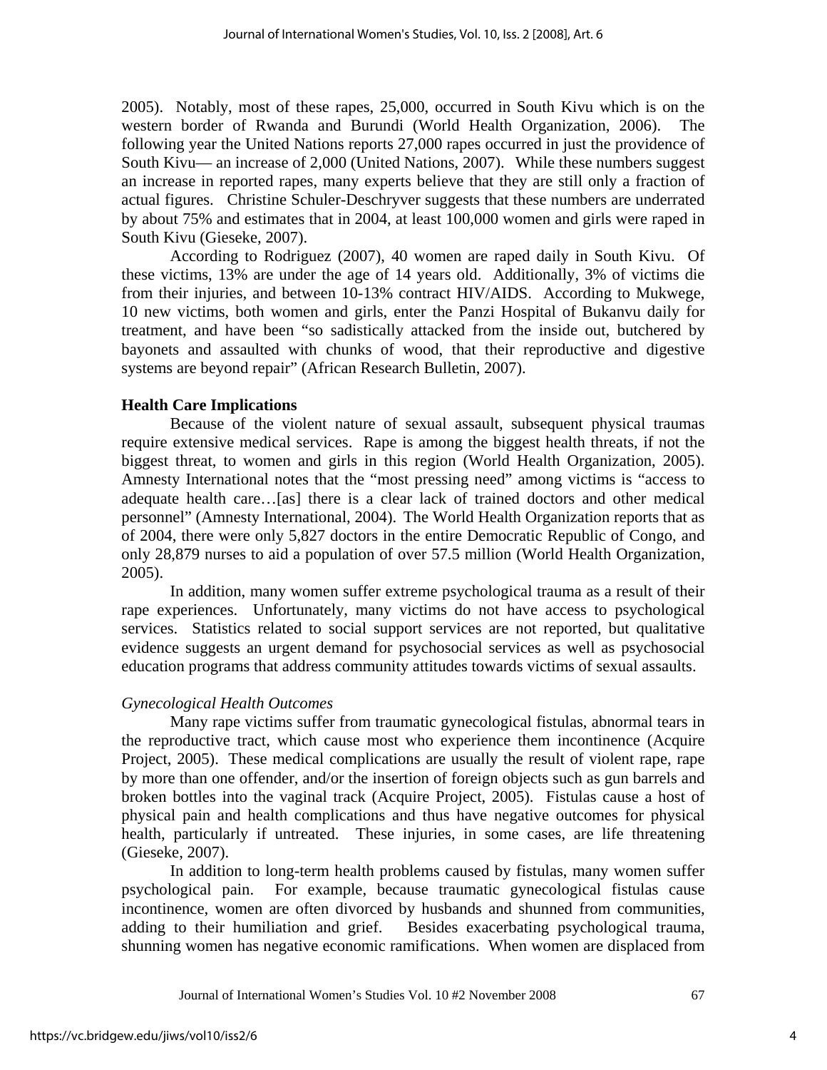2005). Notably, most of these rapes, 25,000, occurred in South Kivu which is on the western border of Rwanda and Burundi (World Health Organization, 2006). The following year the United Nations reports 27,000 rapes occurred in just the providence of South Kivu— an increase of 2,000 (United Nations, 2007). While these numbers suggest an increase in reported rapes, many experts believe that they are still only a fraction of actual figures. Christine Schuler-Deschryver suggests that these numbers are underrated by about 75% and estimates that in 2004, at least 100,000 women and girls were raped in South Kivu (Gieseke, 2007).

According to Rodriguez (2007), 40 women are raped daily in South Kivu. Of these victims, 13% are under the age of 14 years old. Additionally, 3% of victims die from their injuries, and between 10-13% contract HIV/AIDS. According to Mukwege, 10 new victims, both women and girls, enter the Panzi Hospital of Bukanvu daily for treatment, and have been "so sadistically attacked from the inside out, butchered by bayonets and assaulted with chunks of wood, that their reproductive and digestive systems are beyond repair" (African Research Bulletin, 2007).

**Health Care Implications**

Because of the violent nature of sexual assault, subsequent physical traumas require extensive medical services. Rape is among the biggest health threats, if not the biggest threat, to women and girls in this region (World Health Organization, 2005). Amnesty International notes that the "most pressing need" among victims is "access to adequate health care…[as] there is a clear lack of trained doctors and other medical personnel" (Amnesty International, 2004). The World Health Organization reports that as of 2004, there were only 5,827 doctors in the entire Democratic Republic of Congo, and only 28,879 nurses to aid a population of over 57.5 million (World Health Organization, 2005).

In addition, many women suffer extreme psychological trauma as a result of their rape experiences. Unfortunately, many victims do not have access to psychological services. Statistics related to social support services are not reported, but qualitative evidence suggests an urgent demand for psychosocial services as well as psychosocial education programs that address community attitudes towards victims of sexual assaults.

*Gynecological Health Outcomes*

Many rape victims suffer from traumatic gynecological fistulas, abnormal tears in the reproductive tract, which cause most who experience them incontinence (Acquire Project, 2005). These medical complications are usually the result of violent rape, rape by more than one offender, and/or the insertion of foreign objects such as gun barrels and broken bottles into the vaginal track (Acquire Project, 2005). Fistulas cause a host of physical pain and health complications and thus have negative outcomes for physical health, particularly if untreated. These injuries, in some cases, are life threatening (Gieseke, 2007).

In addition to long-term health problems caused by fistulas, many women suffer psychological pain. For example, because traumatic gynecological fistulas cause incontinence, women are often divorced by husbands and shunned from communities, adding to their humiliation and grief. Besides exacerbating psychological trauma, shunning women has negative economic ramifications. When women are displaced from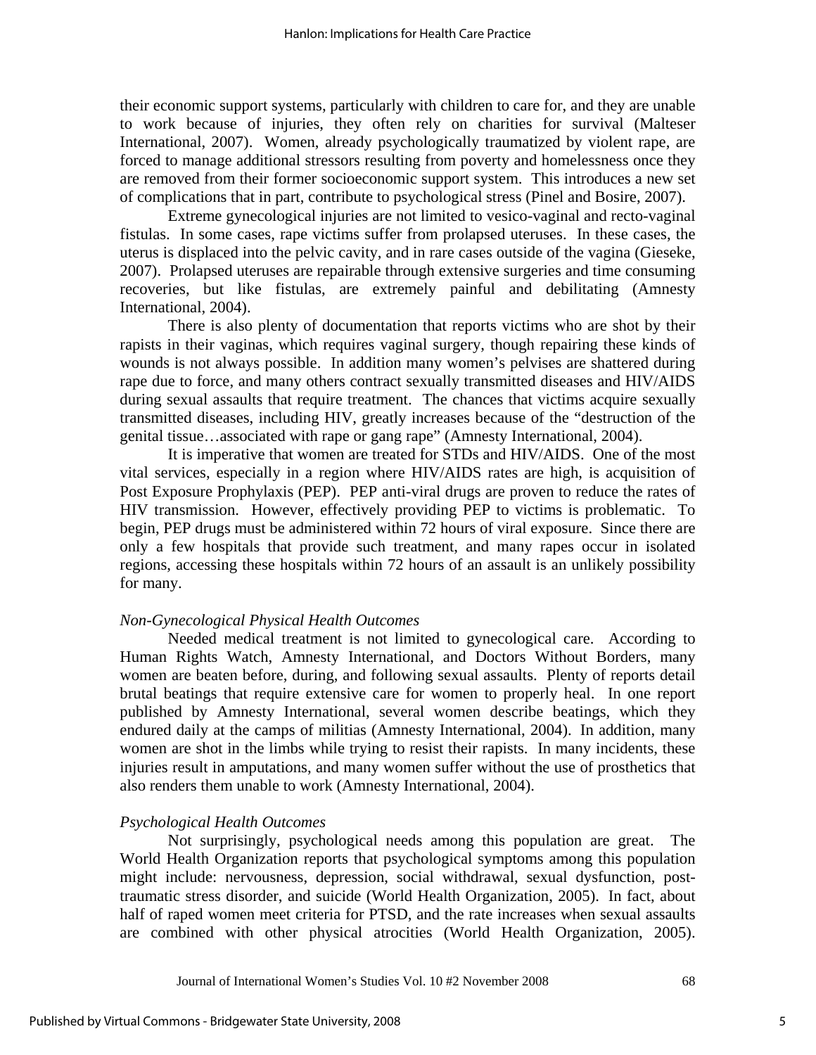their economic support systems, particularly with children to care for, and they are unable to work because of injuries, they often rely on charities for survival (Malteser International, 2007). Women, already psychologically traumatized by violent rape, are forced to manage additional stressors resulting from poverty and homelessness once they are removed from their former socioeconomic support system. This introduces a new set of complications that in part, contribute to psychological stress (Pinel and Bosire, 2007).

Extreme gynecological injuries are not limited to vesico-vaginal and recto-vaginal fistulas. In some cases, rape victims suffer from prolapsed uteruses. In these cases, the uterus is displaced into the pelvic cavity, and in rare cases outside of the vagina (Gieseke, 2007). Prolapsed uteruses are repairable through extensive surgeries and time consuming recoveries, but like fistulas, are extremely painful and debilitating (Amnesty International, 2004).

There is also plenty of documentation that reports victims who are shot by their rapists in their vaginas, which requires vaginal surgery, though repairing these kinds of wounds is not always possible. In addition many women's pelvises are shattered during rape due to force, and many others contract sexually transmitted diseases and HIV/AIDS during sexual assaults that require treatment. The chances that victims acquire sexually transmitted diseases, including HIV, greatly increases because of the "destruction of the genital tissue…associated with rape or gang rape" (Amnesty International, 2004).

It is imperative that women are treated for STDs and HIV/AIDS. One of the most vital services, especially in a region where HIV/AIDS rates are high, is acquisition of Post Exposure Prophylaxis (PEP). PEP anti-viral drugs are proven to reduce the rates of HIV transmission. However, effectively providing PEP to victims is problematic. To begin, PEP drugs must be administered within 72 hours of viral exposure. Since there are only a few hospitals that provide such treatment, and many rapes occur in isolated regions, accessing these hospitals within 72 hours of an assault is an unlikely possibility for many.

*Non-Gynecological Physical Health Outcomes*

Needed medical treatment is not limited to gynecological care. According to Human Rights Watch, Amnesty International, and Doctors Without Borders, many women are beaten before, during, and following sexual assaults. Plenty of reports detail brutal beatings that require extensive care for women to properly heal. In one report published by Amnesty International, several women describe beatings, which they endured daily at the camps of militias (Amnesty International, 2004). In addition, many women are shot in the limbs while trying to resist their rapists. In many incidents, these injuries result in amputations, and many women suffer without the use of prosthetics that also renders them unable to work (Amnesty International, 2004).

*Psychological Health Outcomes*

Not surprisingly, psychological needs among this population are great. The World Health Organization reports that psychological symptoms among this population might include: nervousness, depression, social withdrawal, sexual dysfunction, post-traumatic stress disorder, and suicide (World Health Organization, 2005). In fact, about half of raped women meet criteria for PTSD, and the rate increases when sexual assaults are combined with other physical atrocities (World Health Organization, 2005).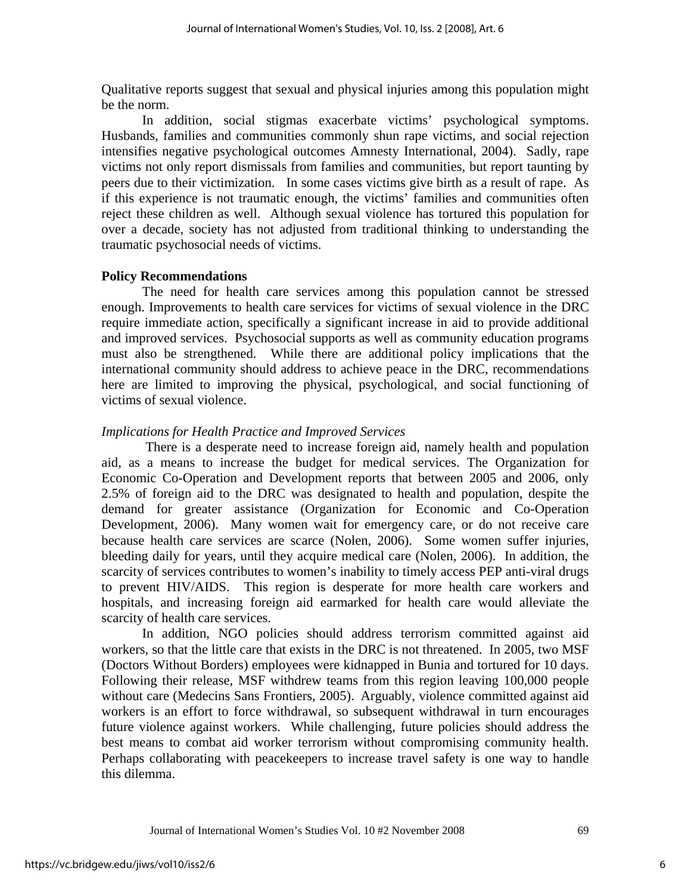Qualitative reports suggest that sexual and physical injuries among this population might be the norm.

In addition, social stigmas exacerbate victims' psychological symptoms. Husbands, families and communities commonly shun rape victims, and social rejection intensifies negative psychological outcomes Amnesty International, 2004). Sadly, rape victims not only report dismissals from families and communities, but report taunting by peers due to their victimization. In some cases victims give birth as a result of rape. As if this experience is not traumatic enough, the victims' families and communities often reject these children as well. Although sexual violence has tortured this population for over a decade, society has not adjusted from traditional thinking to understanding the traumatic psychosocial needs of victims.

**Policy Recommendations**

The need for health care services among this population cannot be stressed enough. Improvements to health care services for victims of sexual violence in the DRC require immediate action, specifically a significant increase in aid to provide additional and improved services. Psychosocial supports as well as community education programs must also be strengthened. While there are additional policy implications that the international community should address to achieve peace in the DRC, recommendations here are limited to improving the physical, psychological, and social functioning of victims of sexual violence.

*Implications for Health Practice and Improved Services*

There is a desperate need to increase foreign aid, namely health and population aid, as a means to increase the budget for medical services. The Organization for Economic Co-Operation and Development reports that between 2005 and 2006, only 2.5% of foreign aid to the DRC was designated to health and population, despite the demand for greater assistance (Organization for Economic and Co-Operation Development, 2006). Many women wait for emergency care, or do not receive care because health care services are scarce (Nolen, 2006). Some women suffer injuries, bleeding daily for years, until they acquire medical care (Nolen, 2006). In addition, the scarcity of services contributes to women's inability to timely access PEP anti-viral drugs to prevent HIV/AIDS. This region is desperate for more health care workers and hospitals, and increasing foreign aid earmarked for health care would alleviate the scarcity of health care services.

In addition, NGO policies should address terrorism committed against aid workers, so that the little care that exists in the DRC is not threatened. In 2005, two MSF (Doctors Without Borders) employees were kidnapped in Bunia and tortured for 10 days. Following their release, MSF withdrew teams from this region leaving 100,000 people without care (Medecins Sans Frontiers, 2005). Arguably, violence committed against aid workers is an effort to force withdrawal, so subsequent withdrawal in turn encourages future violence against workers. While challenging, future policies should address the best means to combat aid worker terrorism without compromising community health. Perhaps collaborating with peacekeepers to increase travel safety is one way to handle this dilemma.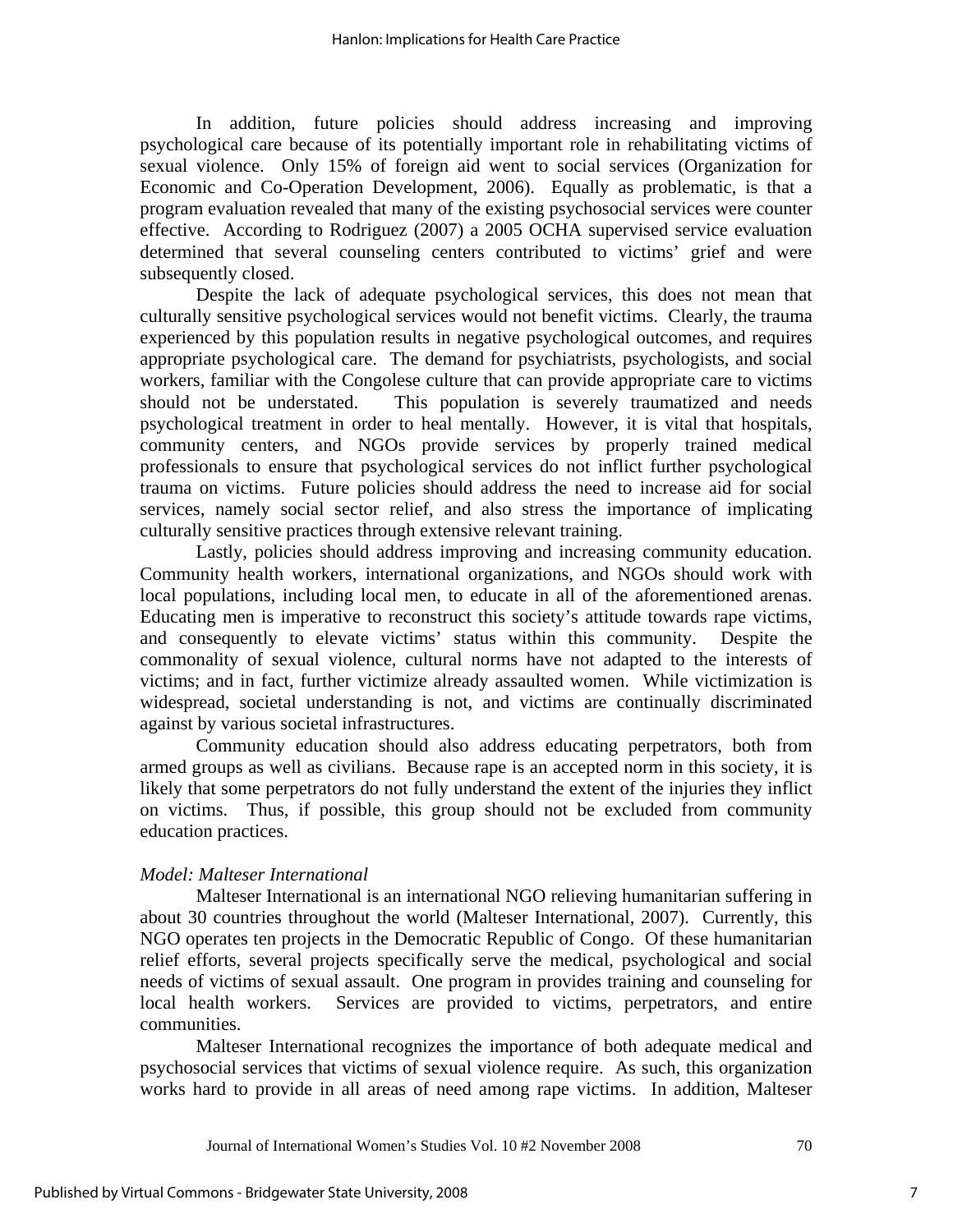In addition, future policies should address increasing and improving psychological care because of its potentially important role in rehabilitating victims of sexual violence. Only 15% of foreign aid went to social services (Organization for Economic and Co-Operation Development, 2006). Equally as problematic, is that a program evaluation revealed that many of the existing psychosocial services were counter effective. According to Rodriguez (2007) a 2005 OCHA supervised service evaluation determined that several counseling centers contributed to victims' grief and were subsequently closed.

Despite the lack of adequate psychological services, this does not mean that culturally sensitive psychological services would not benefit victims. Clearly, the trauma experienced by this population results in negative psychological outcomes, and requires appropriate psychological care. The demand for psychiatrists, psychologists, and social workers, familiar with the Congolese culture that can provide appropriate care to victims should not be understated. This population is severely traumatized and needs psychological treatment in order to heal mentally. However, it is vital that hospitals, community centers, and NGOs provide services by properly trained medical professionals to ensure that psychological services do not inflict further psychological trauma on victims. Future policies should address the need to increase aid for social services, namely social sector relief, and also stress the importance of implicating culturally sensitive practices through extensive relevant training.

Lastly, policies should address improving and increasing community education. Community health workers, international organizations, and NGOs should work with local populations, including local men, to educate in all of the aforementioned arenas. Educating men is imperative to reconstruct this society's attitude towards rape victims, and consequently to elevate victims' status within this community. Despite the commonality of sexual violence, cultural norms have not adapted to the interests of victims; and in fact, further victimize already assaulted women. While victimization is widespread, societal understanding is not, and victims are continually discriminated against by various societal infrastructures.

Community education should also address educating perpetrators, both from armed groups as well as civilians. Because rape is an accepted norm in this society, it is likely that some perpetrators do not fully understand the extent of the injuries they inflict on victims. Thus, if possible, this group should not be excluded from community education practices.

*Model: Malteser International*

Malteser International is an international NGO relieving humanitarian suffering in about 30 countries throughout the world (Malteser International, 2007). Currently, this NGO operates ten projects in the Democratic Republic of Congo. Of these humanitarian relief efforts, several projects specifically serve the medical, psychological and social needs of victims of sexual assault. One program in provides training and counseling for local health workers. Services are provided to victims, perpetrators, and entire communities.

Malteser International recognizes the importance of both adequate medical and psychosocial services that victims of sexual violence require. As such, this organization works hard to provide in all areas of need among rape victims. In addition, Malteser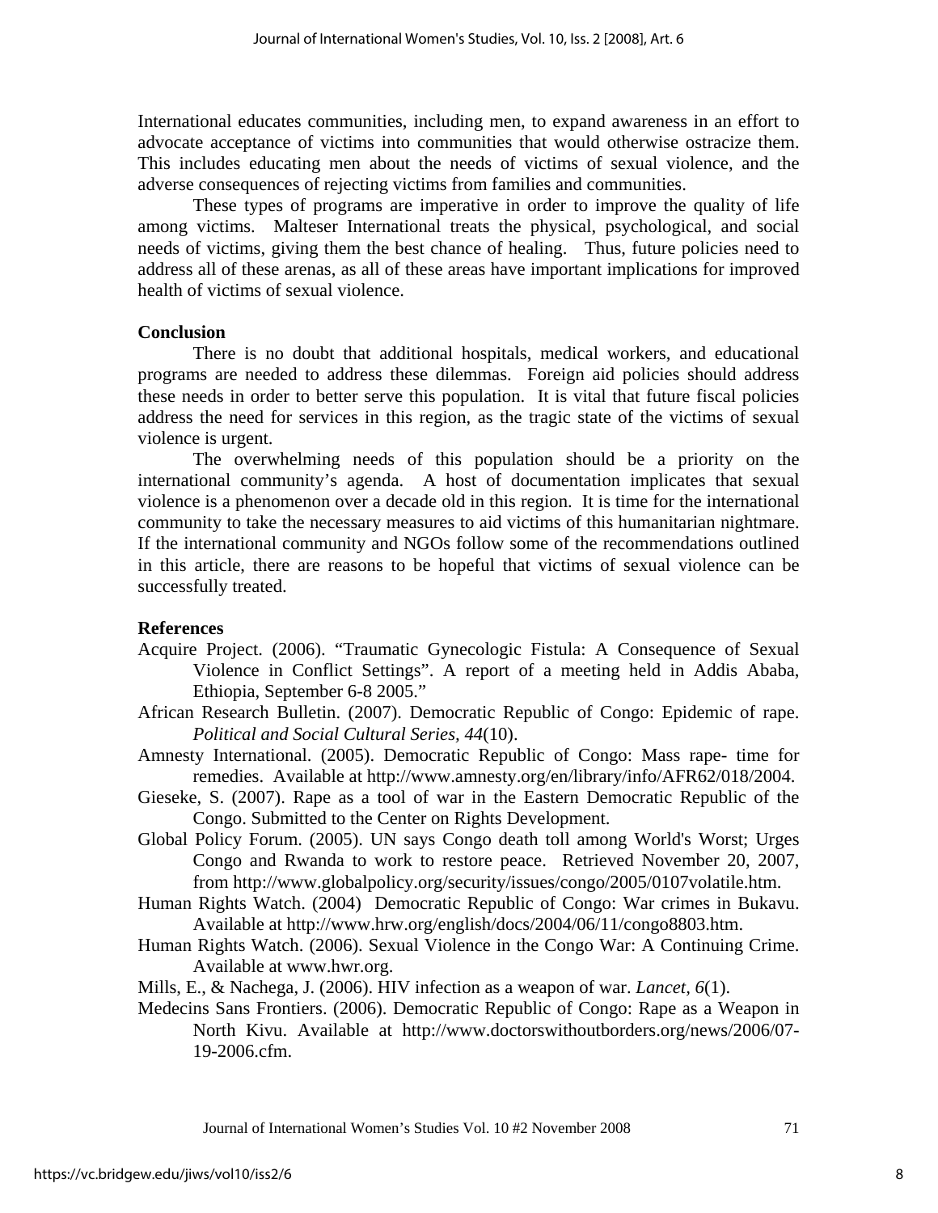International educates communities, including men, to expand awareness in an effort to advocate acceptance of victims into communities that would otherwise ostracize them. This includes educating men about the needs of victims of sexual violence, and the adverse consequences of rejecting victims from families and communities.

These types of programs are imperative in order to improve the quality of life among victims. Malteser International treats the physical, psychological, and social needs of victims, giving them the best chance of healing. Thus, future policies need to address all of these arenas, as all of these areas have important implications for improved health of victims of sexual violence.

**Conclusion**

There is no doubt that additional hospitals, medical workers, and educational programs are needed to address these dilemmas. Foreign aid policies should address these needs in order to better serve this population. It is vital that future fiscal policies address the need for services in this region, as the tragic state of the victims of sexual violence is urgent.

The overwhelming needs of this population should be a priority on the international community's agenda. A host of documentation implicates that sexual violence is a phenomenon over a decade old in this region. It is time for the international community to take the necessary measures to aid victims of this humanitarian nightmare. If the international community and NGOs follow some of the recommendations outlined in this article, there are reasons to be hopeful that victims of sexual violence can be successfully treated.

**References**

Acquire Project. (2006). "Traumatic Gynecologic Fistula: A Consequence of Sexual Violence in Conflict Settings". A report of a meeting held in Addis Ababa, Ethiopia, September 6-8 2005."

African Research Bulletin. (2007). Democratic Republic of Congo: Epidemic of rape. *Political and Social Cultural Series*, *44*(10).

Amnesty International. (2005). Democratic Republic of Congo: Mass rape- time for remedies. Available at http://www.amnesty.org/en/library/info/AFR62/018/2004.

Gieseke, S. (2007). Rape as a tool of war in the Eastern Democratic Republic of the Congo. Submitted to the Center on Rights Development.

Global Policy Forum. (2005). UN says Congo death toll among World's Worst; Urges Congo and Rwanda to work to restore peace. Retrieved November 20, 2007, from http://www.globalpolicy.org/security/issues/congo/2005/0107volatile.htm.

Human Rights Watch. (2004) Democratic Republic of Congo: War crimes in Bukavu. Available at http://www.hrw.org/english/docs/2004/06/11/congo8803.htm.

Human Rights Watch. (2006). Sexual Violence in the Congo War: A Continuing Crime. Available at www.hwr.org.

Mills, E., & Nachega, J. (2006). HIV infection as a weapon of war. *Lancet*, *6*(1).

Medecins Sans Frontiers. (2006). Democratic Republic of Congo: Rape as a Weapon in North Kivu. Available at http://www.doctorswithoutborders.org/news/2006/07-19-2006.cfm.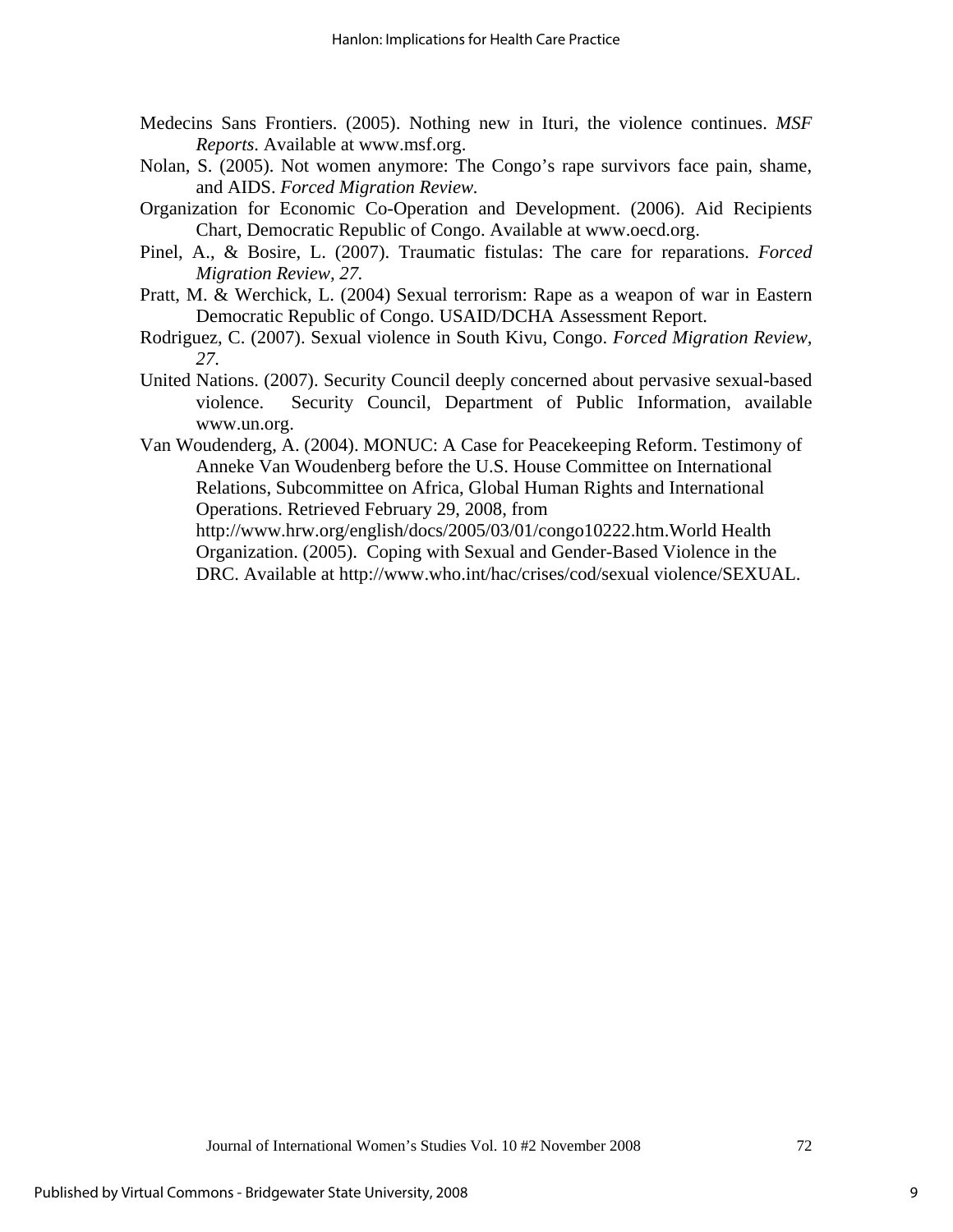Medecins Sans Frontiers. (2005). Nothing new in Ituri, the violence continues. *MSF Reports*. Available at www.msf.org.

Nolan, S. (2005). Not women anymore: The Congo's rape survivors face pain, shame, and AIDS. *Forced Migration Review.*

Organization for Economic Co-Operation and Development. (2006). Aid Recipients Chart, Democratic Republic of Congo. Available at www.oecd.org.

Pinel, A., & Bosire, L. (2007). Traumatic fistulas: The care for reparations. *Forced Migration Review, 27.*

Pratt, M. & Werchick, L. (2004) Sexual terrorism: Rape as a weapon of war in Eastern Democratic Republic of Congo. USAID/DCHA Assessment Report.

Rodriguez, C. (2007). Sexual violence in South Kivu, Congo. *Forced Migration Review, 27*.

United Nations. (2007). Security Council deeply concerned about pervasive sexual-based violence. Security Council, Department of Public Information, available www.un.org.

Van Woudenderg, A. (2004). MONUC: A Case for Peacekeeping Reform. Testimony of Anneke Van Woudenberg before the U.S. House Committee on International Relations, Subcommittee on Africa, Global Human Rights and International Operations. Retrieved February 29, 2008, from http://www.hrw.org/english/docs/2005/03/01/congo10222.htm.World Health Organization. (2005). Coping with Sexual and Gender-Based Violence in the DRC. Available at http://www.who.int/hac/crises/cod/sexual violence/SEXUAL.